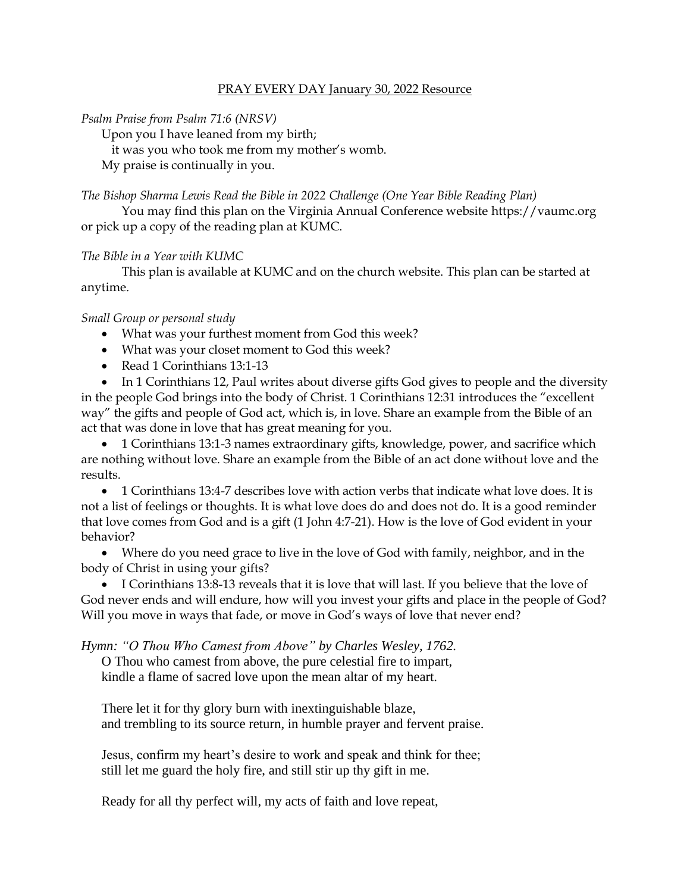PRAY EVERY DAY January 30, 2022 Resource

*Psalm Praise from Psalm 71:6 (NRSV)*

Upon you I have leaned from my birth;
it was you who took me from my mother's womb.
My praise is continually in you.

*The Bishop Sharma Lewis Read the Bible in 2022 Challenge (One Year Bible Reading Plan)*

You may find this plan on the Virginia Annual Conference website https://vaumc.org or pick up a copy of the reading plan at KUMC.

*The Bible in a Year with KUMC*

This plan is available at KUMC and on the church website. This plan can be started at anytime.

*Small Group or personal study*

- What was your furthest moment from God this week?
- What was your closet moment to God this week?
- Read 1 Corinthians 13:1-13
- In 1 Corinthians 12, Paul writes about diverse gifts God gives to people and the diversity in the people God brings into the body of Christ. 1 Corinthians 12:31 introduces the "excellent way" the gifts and people of God act, which is, in love. Share an example from the Bible of an act that was done in love that has great meaning for you.
- 1 Corinthians 13:1-3 names extraordinary gifts, knowledge, power, and sacrifice which are nothing without love. Share an example from the Bible of an act done without love and the results.
- 1 Corinthians 13:4-7 describes love with action verbs that indicate what love does. It is not a list of feelings or thoughts. It is what love does do and does not do. It is a good reminder that love comes from God and is a gift (1 John 4:7-21). How is the love of God evident in your behavior?
- Where do you need grace to live in the love of God with family, neighbor, and in the body of Christ in using your gifts?
- I Corinthians 13:8-13 reveals that it is love that will last. If you believe that the love of God never ends and will endure, how will you invest your gifts and place in the people of God? Will you move in ways that fade, or move in God's ways of love that never end?

*Hymn: "O Thou Who Camest from Above" by Charles Wesley, 1762.*

O Thou who camest from above, the pure celestial fire to impart,
kindle a flame of sacred love upon the mean altar of my heart.

There let it for thy glory burn with inextinguishable blaze,
and trembling to its source return, in humble prayer and fervent praise.

Jesus, confirm my heart's desire to work and speak and think for thee;
still let me guard the holy fire, and still stir up thy gift in me.

Ready for all thy perfect will, my acts of faith and love repeat,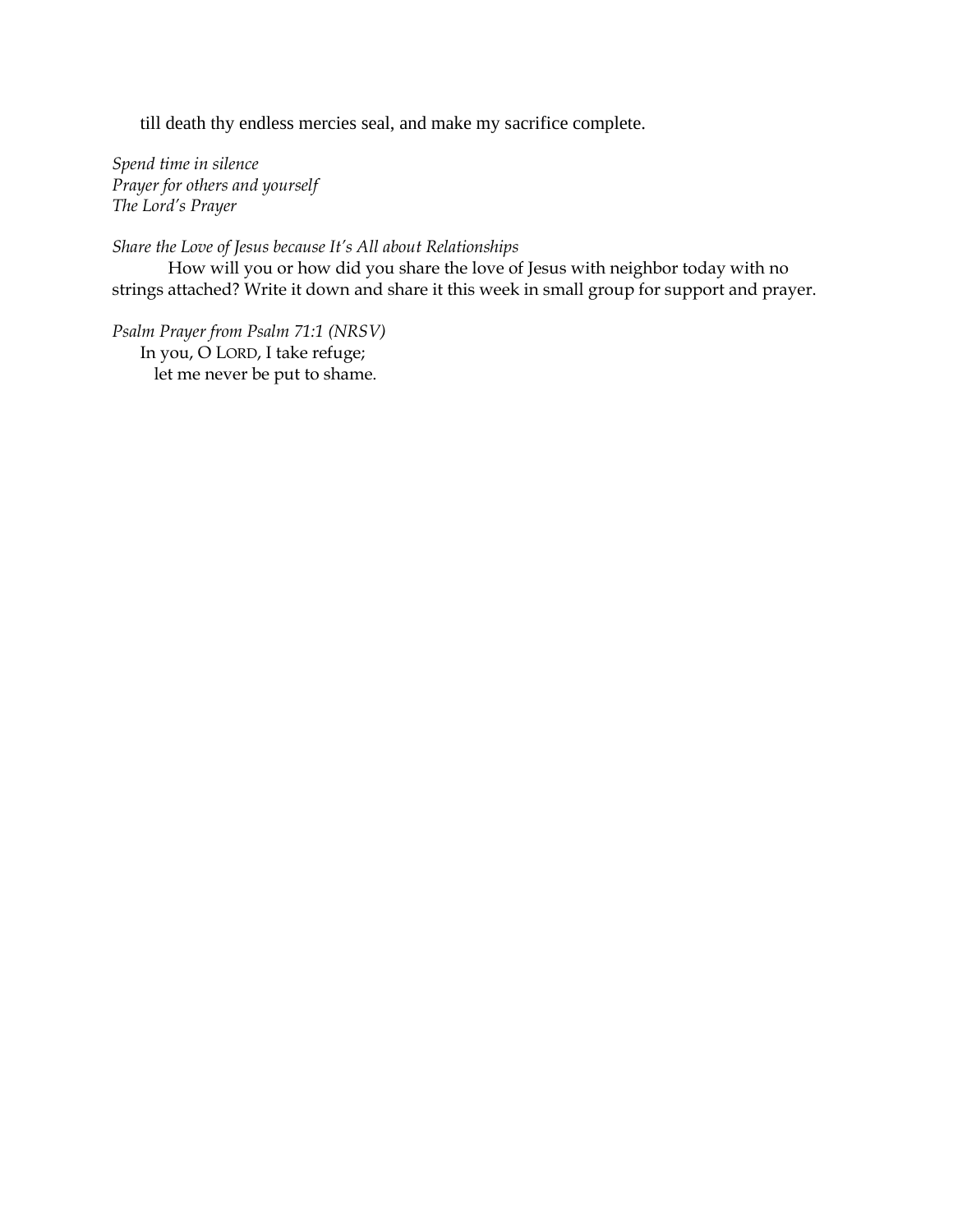till death thy endless mercies seal, and make my sacrifice complete.

*Spend time in silence*
*Prayer for others and yourself*
*The Lord's Prayer*

*Share the Love of Jesus because It's All about Relationships*

How will you or how did you share the love of Jesus with neighbor today with no strings attached? Write it down and share it this week in small group for support and prayer.

*Psalm Prayer from Psalm 71:1 (NRSV)*

In you, O LORD, I take refuge;
let me never be put to shame.